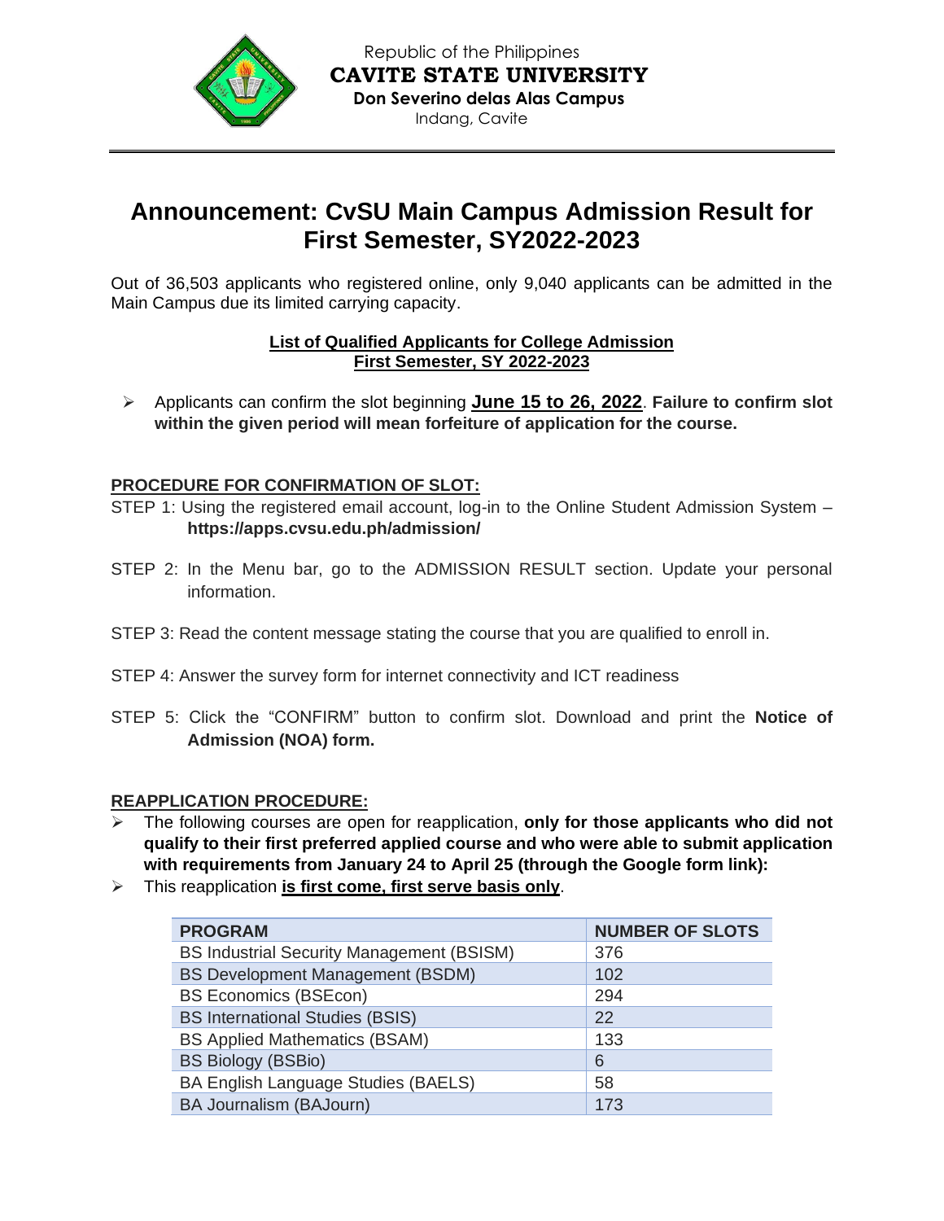Republic of the Philippines
**CAVITE STATE UNIVERSITY**
**Don Severino delas Alas Campus**
Indang, Cavite

# Announcement: CvSU Main Campus Admission Result for First Semester, SY2022-2023

Out of 36,503 applicants who registered online, only 9,040 applicants can be admitted in the Main Campus due its limited carrying capacity.

**List of Qualified Applicants for College Admission**
**First Semester, SY 2022-2023**

- Applicants can confirm the slot beginning **June 15 to 26, 2022**. **Failure to confirm slot within the given period will mean forfeiture of application for the course.**

## PROCEDURE FOR CONFIRMATION OF SLOT:

STEP 1: Using the registered email account, log-in to the Online Student Admission System – **https://apps.cvsu.edu.ph/admission/**

STEP 2: In the Menu bar, go to the ADMISSION RESULT section. Update your personal information.

STEP 3: Read the content message stating the course that you are qualified to enroll in.

STEP 4: Answer the survey form for internet connectivity and ICT readiness

STEP 5: Click the "CONFIRM" button to confirm slot. Download and print the **Notice of Admission (NOA) form.**

## REAPPLICATION PROCEDURE:

- The following courses are open for reapplication, **only for those applicants who did not qualify to their first preferred applied course and who were able to submit application with requirements from January 24 to April 25 (through the Google form link):**
- This reapplication **is first come, first serve basis only**.

| PROGRAM | NUMBER OF SLOTS |
|---|---|
| BS Industrial Security Management (BSISM) | 376 |
| BS Development Management (BSDM) | 102 |
| BS Economics (BSEcon) | 294 |
| BS International Studies (BSIS) | 22 |
| BS Applied Mathematics (BSAM) | 133 |
| BS Biology (BSBio) | 6 |
| BA English Language Studies (BAELS) | 58 |
| BA Journalism (BAJourn) | 173 |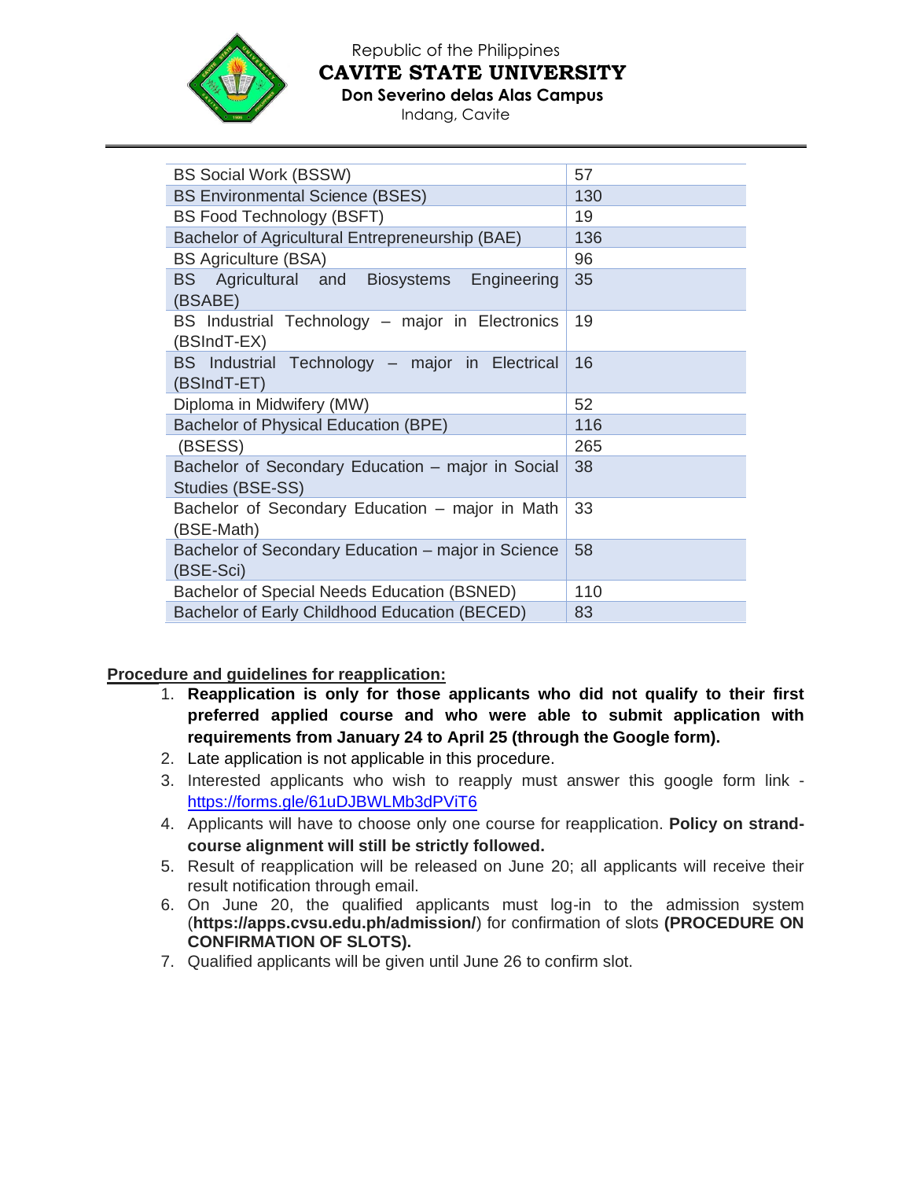| | |
|---|---|
| BS Social Work (BSSW) | 57 |
| BS Environmental Science (BSES) | 130 |
| BS Food Technology (BSFT) | 19 |
| Bachelor of Agricultural Entrepreneurship (BAE) | 136 |
| BS Agriculture (BSA) | 96 |
| BS Agricultural and Biosystems Engineering (BSABE) | 35 |
| BS Industrial Technology – major in Electronics (BSIndT-EX) | 19 |
| BS Industrial Technology – major in Electrical (BSIndT-ET) | 16 |
| Diploma in Midwifery (MW) | 52 |
| Bachelor of Physical Education (BPE) | 116 |
| (BSESS) | 265 |
| Bachelor of Secondary Education – major in Social Studies (BSE-SS) | 38 |
| Bachelor of Secondary Education – major in Math (BSE-Math) | 33 |
| Bachelor of Secondary Education – major in Science (BSE-Sci) | 58 |
| Bachelor of Special Needs Education (BSNED) | 110 |
| Bachelor of Early Childhood Education (BECED) | 83 |

**Procedure and guidelines for reapplication:**

1. **Reapplication is only for those applicants who did not qualify to their first preferred applied course and who were able to submit application with requirements from January 24 to April 25 (through the Google form).**
2. Late application is not applicable in this procedure.
3. Interested applicants who wish to reapply must answer this google form link - https://forms.gle/61uDJBWLMb3dPViT6
4. Applicants will have to choose only one course for reapplication. **Policy on strand-course alignment will still be strictly followed.**
5. Result of reapplication will be released on June 20; all applicants will receive their result notification through email.
6. On June 20, the qualified applicants must log-in to the admission system (**https://apps.cvsu.edu.ph/admission/**) for confirmation of slots **(PROCEDURE ON CONFIRMATION OF SLOTS).**
7. Qualified applicants will be given until June 26 to confirm slot.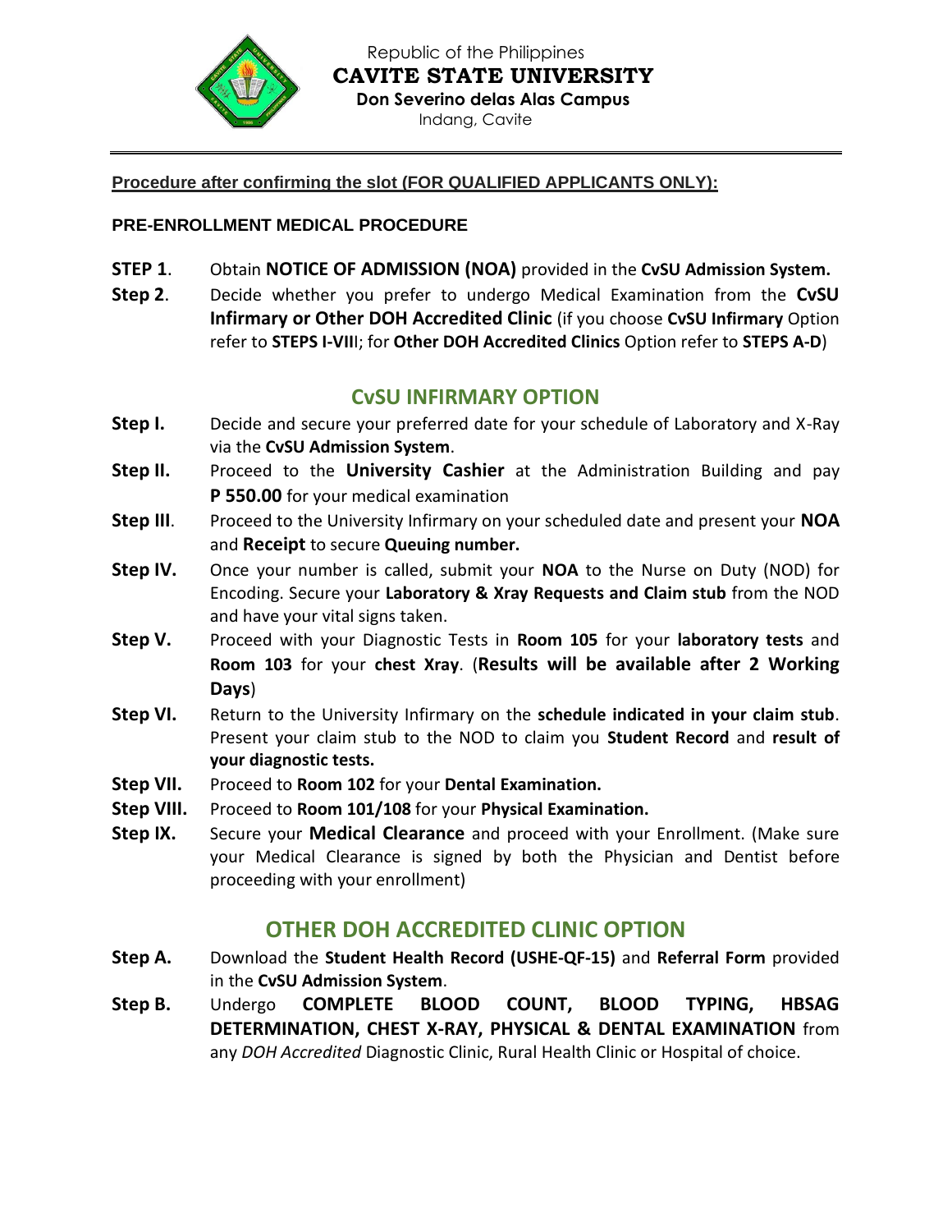Republic of the Philippines
**CAVITE STATE UNIVERSITY**
**Don Severino delas Alas Campus**
Indang, Cavite

**Procedure after confirming the slot (FOR QUALIFIED APPLICANTS ONLY):**

**PRE-ENROLLMENT MEDICAL PROCEDURE**

**STEP 1**. Obtain **NOTICE OF ADMISSION (NOA)** provided in the **CvSU Admission System.**

**Step 2**. Decide whether you prefer to undergo Medical Examination from the **CvSU Infirmary or Other DOH Accredited Clinic** (if you choose **CvSU Infirmary** Option refer to **STEPS I-VIII**; for **Other DOH Accredited Clinics** Option refer to **STEPS A-D**)

## CvSU INFIRMARY OPTION

**Step I.** Decide and secure your preferred date for your schedule of Laboratory and X-Ray via the **CvSU Admission System**.

**Step II.** Proceed to the **University Cashier** at the Administration Building and pay **P 550.00** for your medical examination

**Step III**. Proceed to the University Infirmary on your scheduled date and present your **NOA** and **Receipt** to secure **Queuing number.**

**Step IV.** Once your number is called, submit your **NOA** to the Nurse on Duty (NOD) for Encoding. Secure your **Laboratory & Xray Requests and Claim stub** from the NOD and have your vital signs taken.

**Step V.** Proceed with your Diagnostic Tests in **Room 105** for your **laboratory tests** and **Room 103** for your **chest Xray**. (**Results will be available after 2 Working Days**)

**Step VI.** Return to the University Infirmary on the **schedule indicated in your claim stub**. Present your claim stub to the NOD to claim you **Student Record** and **result of your diagnostic tests.**

**Step VII.** Proceed to **Room 102** for your **Dental Examination.**

**Step VIII.** Proceed to **Room 101/108** for your **Physical Examination.**

**Step IX.** Secure your **Medical Clearance** and proceed with your Enrollment. (Make sure your Medical Clearance is signed by both the Physician and Dentist before proceeding with your enrollment)

## OTHER DOH ACCREDITED CLINIC OPTION

**Step A.** Download the **Student Health Record (USHE-QF-15)** and **Referral Form** provided in the **CvSU Admission System**.

**Step B.** Undergo **COMPLETE BLOOD COUNT, BLOOD TYPING, HBSAG DETERMINATION, CHEST X-RAY, PHYSICAL & DENTAL EXAMINATION** from any *DOH Accredited* Diagnostic Clinic, Rural Health Clinic or Hospital of choice.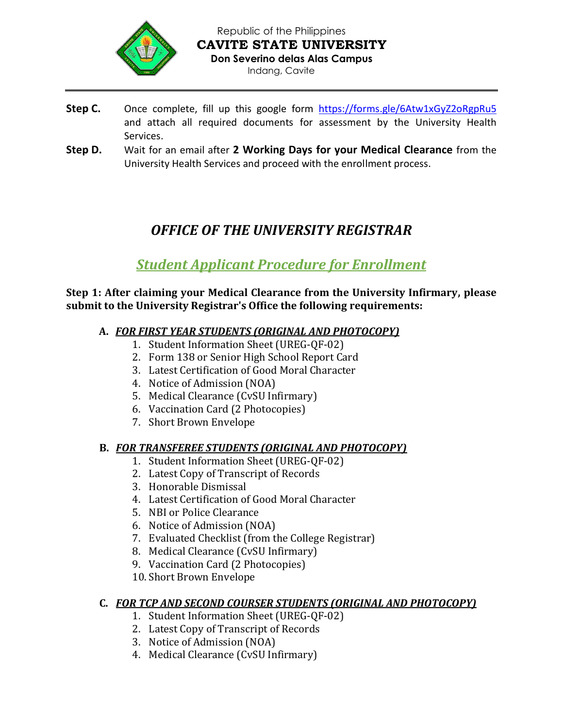**Step C.** Once complete, fill up this google form https://forms.gle/6Atw1xGyZ2oRgpRu5 and attach all required documents for assessment by the University Health Services.

**Step D.** Wait for an email after **2 Working Days for your Medical Clearance** from the University Health Services and proceed with the enrollment process.

# *OFFICE OF THE UNIVERSITY REGISTRAR*

## *Student Applicant Procedure for Enrollment*

**Step 1: After claiming your Medical Clearance from the University Infirmary, please submit to the University Registrar's Office the following requirements:**

**A. *FOR FIRST YEAR STUDENTS (ORIGINAL AND PHOTOCOPY)***

1. Student Information Sheet (UREG-QF-02)
2. Form 138 or Senior High School Report Card
3. Latest Certification of Good Moral Character
4. Notice of Admission (NOA)
5. Medical Clearance (CvSU Infirmary)
6. Vaccination Card (2 Photocopies)
7. Short Brown Envelope

**B. *FOR TRANSFEREE STUDENTS (ORIGINAL AND PHOTOCOPY)***

1. Student Information Sheet (UREG-QF-02)
2. Latest Copy of Transcript of Records
3. Honorable Dismissal
4. Latest Certification of Good Moral Character
5. NBI or Police Clearance
6. Notice of Admission (NOA)
7. Evaluated Checklist (from the College Registrar)
8. Medical Clearance (CvSU Infirmary)
9. Vaccination Card (2 Photocopies)
10. Short Brown Envelope

**C. *FOR TCP AND SECOND COURSER STUDENTS (ORIGINAL AND PHOTOCOPY)***

1. Student Information Sheet (UREG-QF-02)
2. Latest Copy of Transcript of Records
3. Notice of Admission (NOA)
4. Medical Clearance (CvSU Infirmary)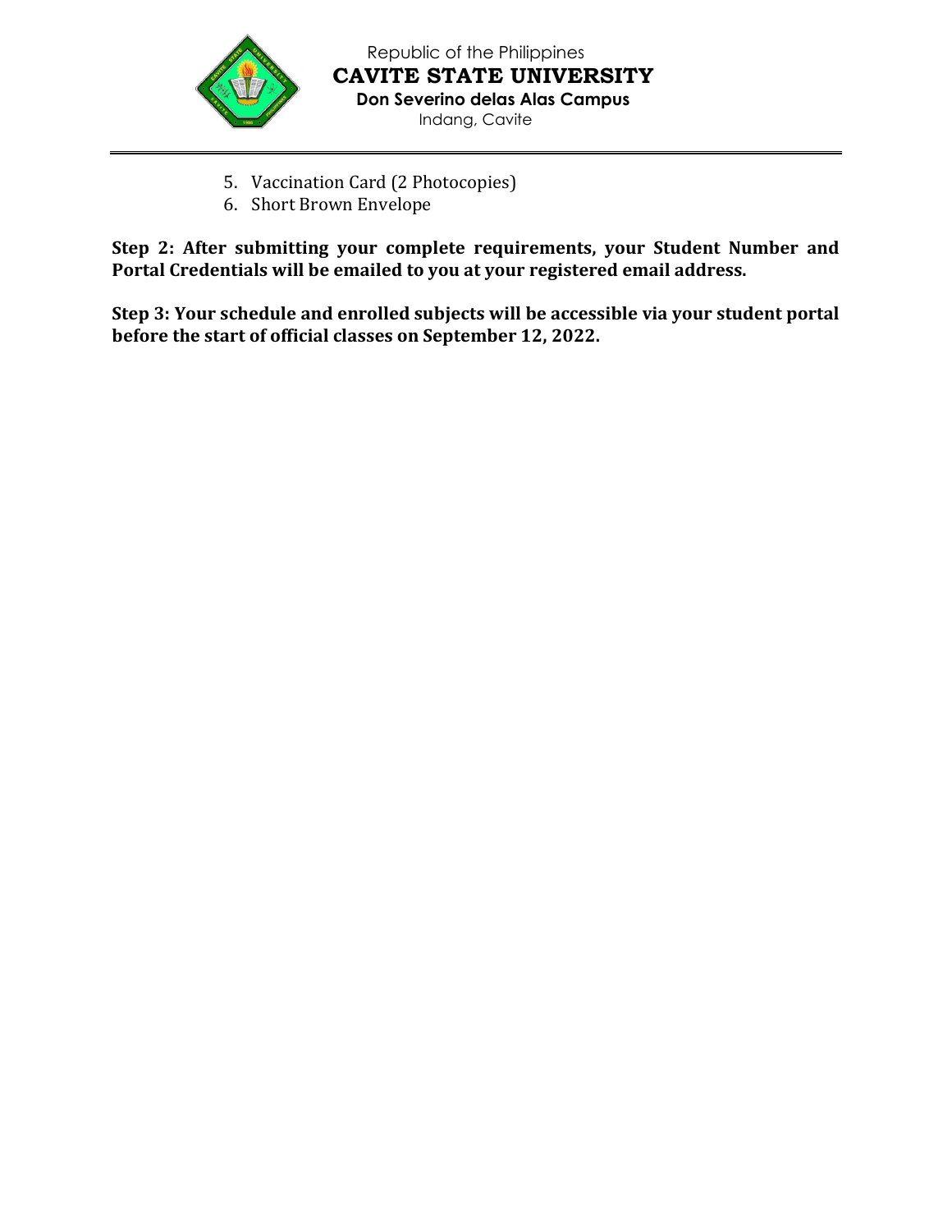5. Vaccination Card (2 Photocopies)
6. Short Brown Envelope

**Step 2: After submitting your complete requirements, your Student Number and Portal Credentials will be emailed to you at your registered email address.**

**Step 3: Your schedule and enrolled subjects will be accessible via your student portal before the start of official classes on September 12, 2022.**